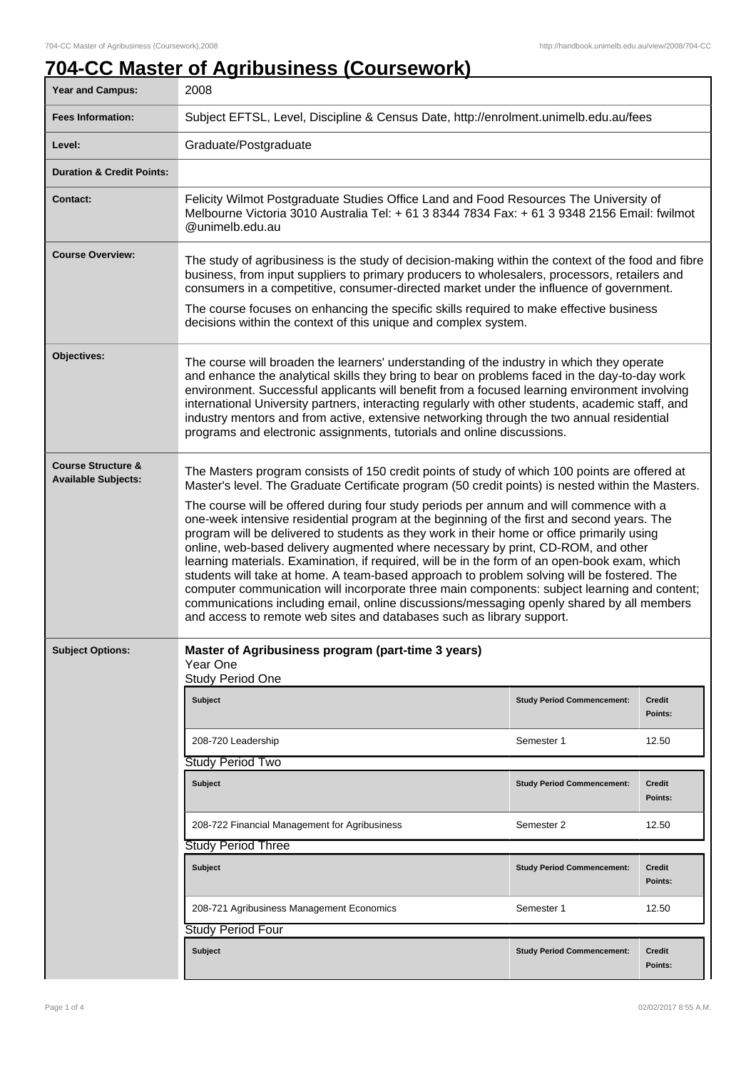# 704-CC Master of Agribusiness (Coursework)

| | |
|---|---|
| **Year and Campus:** | 2008 |
| **Fees Information:** | Subject EFTSL, Level, Discipline & Census Date, http://enrolment.unimelb.edu.au/fees |
| **Level:** | Graduate/Postgraduate |
| **Duration & Credit Points:** | |
| **Contact:** | Felicity Wilmot Postgraduate Studies Office Land and Food Resources The University of Melbourne Victoria 3010 Australia Tel: + 61 3 8344 7834 Fax: + 61 3 9348 2156 Email: fwilmot @unimelb.edu.au |

**Course Overview:**

The study of agribusiness is the study of decision-making within the context of the food and fibre business, from input suppliers to primary producers to wholesalers, processors, retailers and consumers in a competitive, consumer-directed market under the influence of government.

The course focuses on enhancing the specific skills required to make effective business decisions within the context of this unique and complex system.

**Objectives:**

The course will broaden the learners' understanding of the industry in which they operate and enhance the analytical skills they bring to bear on problems faced in the day-to-day work environment. Successful applicants will benefit from a focused learning environment involving international University partners, interacting regularly with other students, academic staff, and industry mentors and from active, extensive networking through the two annual residential programs and electronic assignments, tutorials and online discussions.

**Course Structure & Available Subjects:**

The Masters program consists of 150 credit points of study of which 100 points are offered at Master's level. The Graduate Certificate program (50 credit points) is nested within the Masters.

The course will be offered during four study periods per annum and will commence with a one-week intensive residential program at the beginning of the first and second years. The program will be delivered to students as they work in their home or office primarily using online, web-based delivery augmented where necessary by print, CD-ROM, and other learning materials. Examination, if required, will be in the form of an open-book exam, which students will take at home. A team-based approach to problem solving will be fostered. The computer communication will incorporate three main components: subject learning and content; communications including email, online discussions/messaging openly shared by all members and access to remote web sites and databases such as library support.

**Subject Options:**

**Master of Agribusiness program (part-time 3 years)**

Year One

Study Period One

| Subject | Study Period Commencement: | Credit Points: |
|---|---|---|
| 208-720 Leadership | Semester 1 | 12.50 |

Study Period Two

| Subject | Study Period Commencement: | Credit Points: |
|---|---|---|
| 208-722 Financial Management for Agribusiness | Semester 2 | 12.50 |

Study Period Three

| Subject | Study Period Commencement: | Credit Points: |
|---|---|---|
| 208-721 Agribusiness Management Economics | Semester 1 | 12.50 |

Study Period Four

| Subject | Study Period Commencement: | Credit Points: |
|---|---|---|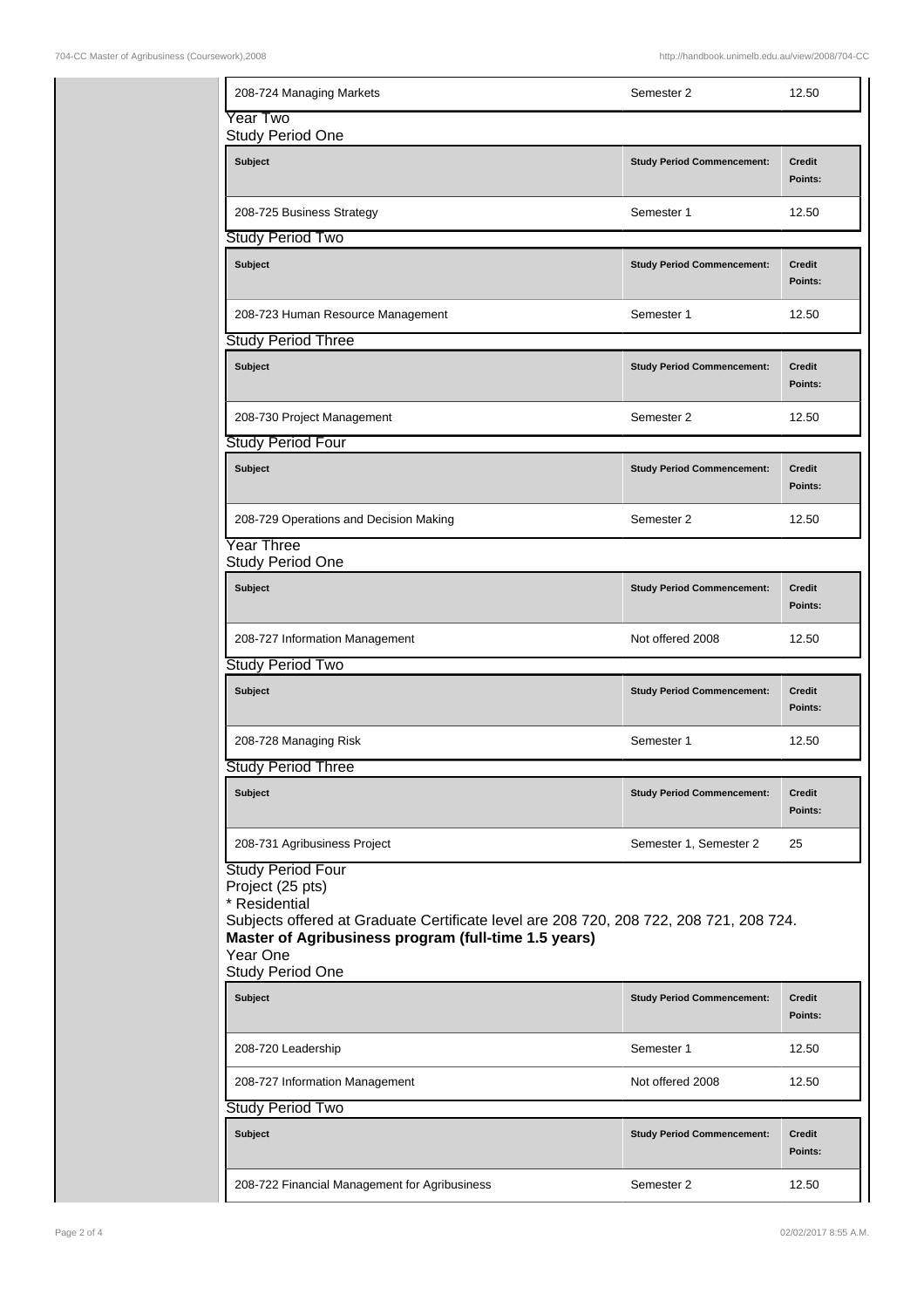| Subject | Study Period Commencement: | Credit Points: |
|---|---|---|
| 208-724 Managing Markets | Semester 2 | 12.50 |

Year Two

Study Period One

| Subject | Study Period Commencement: | Credit Points: |
|---|---|---|
| 208-725 Business Strategy | Semester 1 | 12.50 |

Study Period Two

| Subject | Study Period Commencement: | Credit Points: |
|---|---|---|
| 208-723 Human Resource Management | Semester 1 | 12.50 |

Study Period Three

| Subject | Study Period Commencement: | Credit Points: |
|---|---|---|
| 208-730 Project Management | Semester 2 | 12.50 |

Study Period Four

| Subject | Study Period Commencement: | Credit Points: |
|---|---|---|
| 208-729 Operations and Decision Making | Semester 2 | 12.50 |

Year Three

Study Period One

| Subject | Study Period Commencement: | Credit Points: |
|---|---|---|
| 208-727 Information Management | Not offered 2008 | 12.50 |

Study Period Two

| Subject | Study Period Commencement: | Credit Points: |
|---|---|---|
| 208-728 Managing Risk | Semester 1 | 12.50 |

Study Period Three

| Subject | Study Period Commencement: | Credit Points: |
|---|---|---|
| 208-731 Agribusiness Project | Semester 1, Semester 2 | 25 |

Study Period Four

Project (25 pts)

* Residential

Subjects offered at Graduate Certificate level are 208 720, 208 722, 208 721, 208 724.

**Master of Agribusiness program (full-time 1.5 years)**

Year One

Study Period One

| Subject | Study Period Commencement: | Credit Points: |
|---|---|---|
| 208-720 Leadership | Semester 1 | 12.50 |
| 208-727 Information Management | Not offered 2008 | 12.50 |

Study Period Two

| Subject | Study Period Commencement: | Credit Points: |
|---|---|---|
| 208-722 Financial Management for Agribusiness | Semester 2 | 12.50 |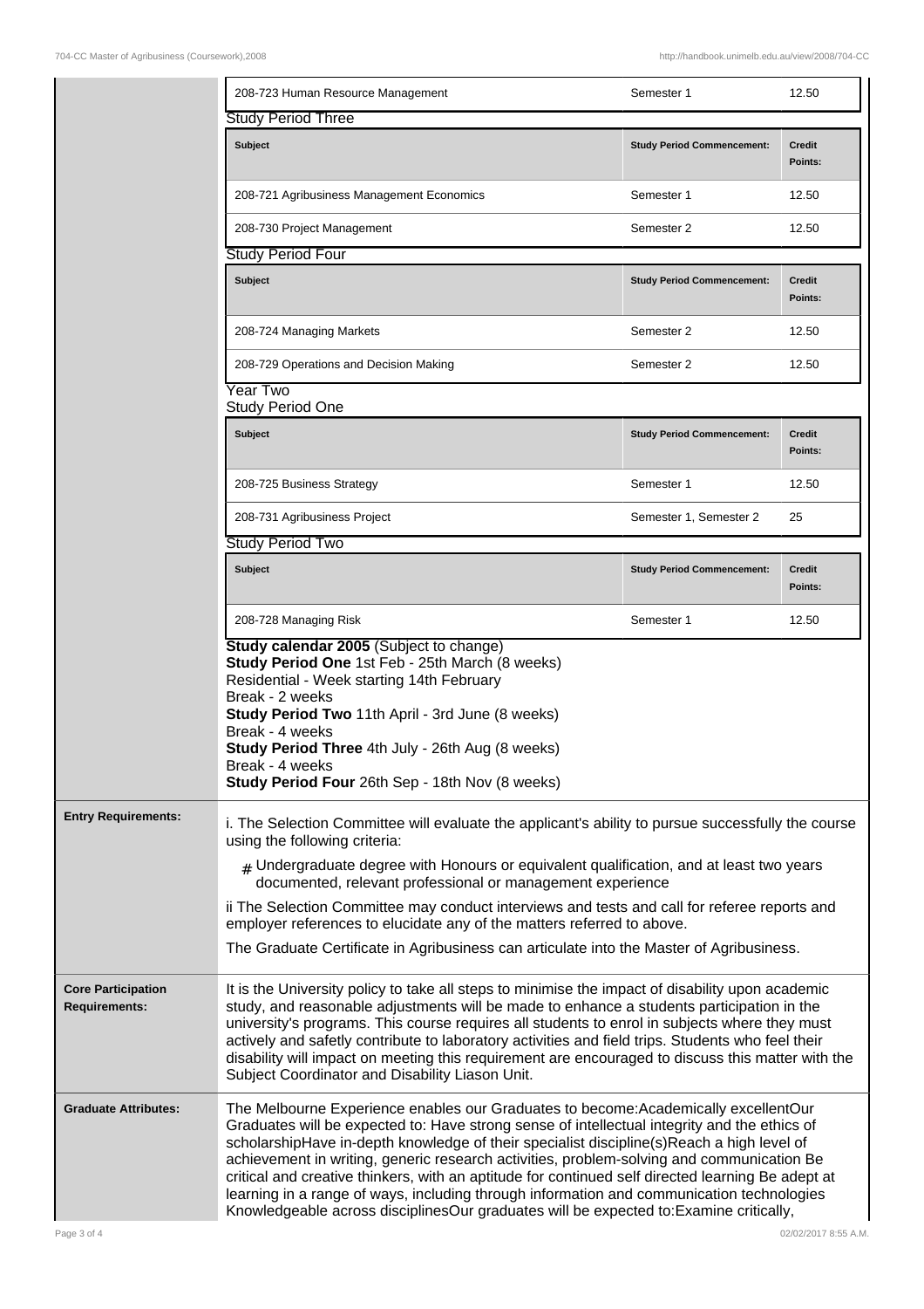| Subject | Study Period Commencement: | Credit Points: |
| --- | --- | --- |
| 208-723 Human Resource Management | Semester 1 | 12.50 |

Study Period Three

| Subject | Study Period Commencement: | Credit Points: |
| --- | --- | --- |
| 208-721 Agribusiness Management Economics | Semester 1 | 12.50 |
| 208-730 Project Management | Semester 2 | 12.50 |

Study Period Four

| Subject | Study Period Commencement: | Credit Points: |
| --- | --- | --- |
| 208-724 Managing Markets | Semester 2 | 12.50 |
| 208-729 Operations and Decision Making | Semester 2 | 12.50 |

Year Two

Study Period One

| Subject | Study Period Commencement: | Credit Points: |
| --- | --- | --- |
| 208-725 Business Strategy | Semester 1 | 12.50 |
| 208-731 Agribusiness Project | Semester 1, Semester 2 | 25 |

Study Period Two

| Subject | Study Period Commencement: | Credit Points: |
| --- | --- | --- |
| 208-728 Managing Risk | Semester 1 | 12.50 |

**Study calendar 2005** (Subject to change)
**Study Period One** 1st Feb - 25th March (8 weeks)
Residential - Week starting 14th February
Break - 2 weeks
**Study Period Two** 11th April - 3rd June (8 weeks)
Break - 4 weeks
**Study Period Three** 4th July - 26th Aug (8 weeks)
Break - 4 weeks
**Study Period Four** 26th Sep - 18th Nov (8 weeks)

**Entry Requirements:**

i. The Selection Committee will evaluate the applicant's ability to pursue successfully the course using the following criteria:

- Undergraduate degree with Honours or equivalent qualification, and at least two years documented, relevant professional or management experience

ii The Selection Committee may conduct interviews and tests and call for referee reports and employer references to elucidate any of the matters referred to above.

The Graduate Certificate in Agribusiness can articulate into the Master of Agribusiness.

**Core Participation Requirements:**

It is the University policy to take all steps to minimise the impact of disability upon academic study, and reasonable adjustments will be made to enhance a students participation in the university's programs. This course requires all students to enrol in subjects where they must actively and safely contribute to laboratory activities and field trips. Students who feel their disability will impact on meeting this requirement are encouraged to discuss this matter with the Subject Coordinator and Disability Liason Unit.

**Graduate Attributes:**

The Melbourne Experience enables our Graduates to become:Academically excellentOur Graduates will be expected to: Have strong sense of intellectual integrity and the ethics of scholarshipHave in-depth knowledge of their specialist discipline(s)Reach a high level of achievement in writing, generic research activities, problem-solving and communication Be critical and creative thinkers, with an aptitude for continued self directed learning Be adept at learning in a range of ways, including through information and communication technologies Knowledgeable across disciplinesOur graduates will be expected to:Examine critically,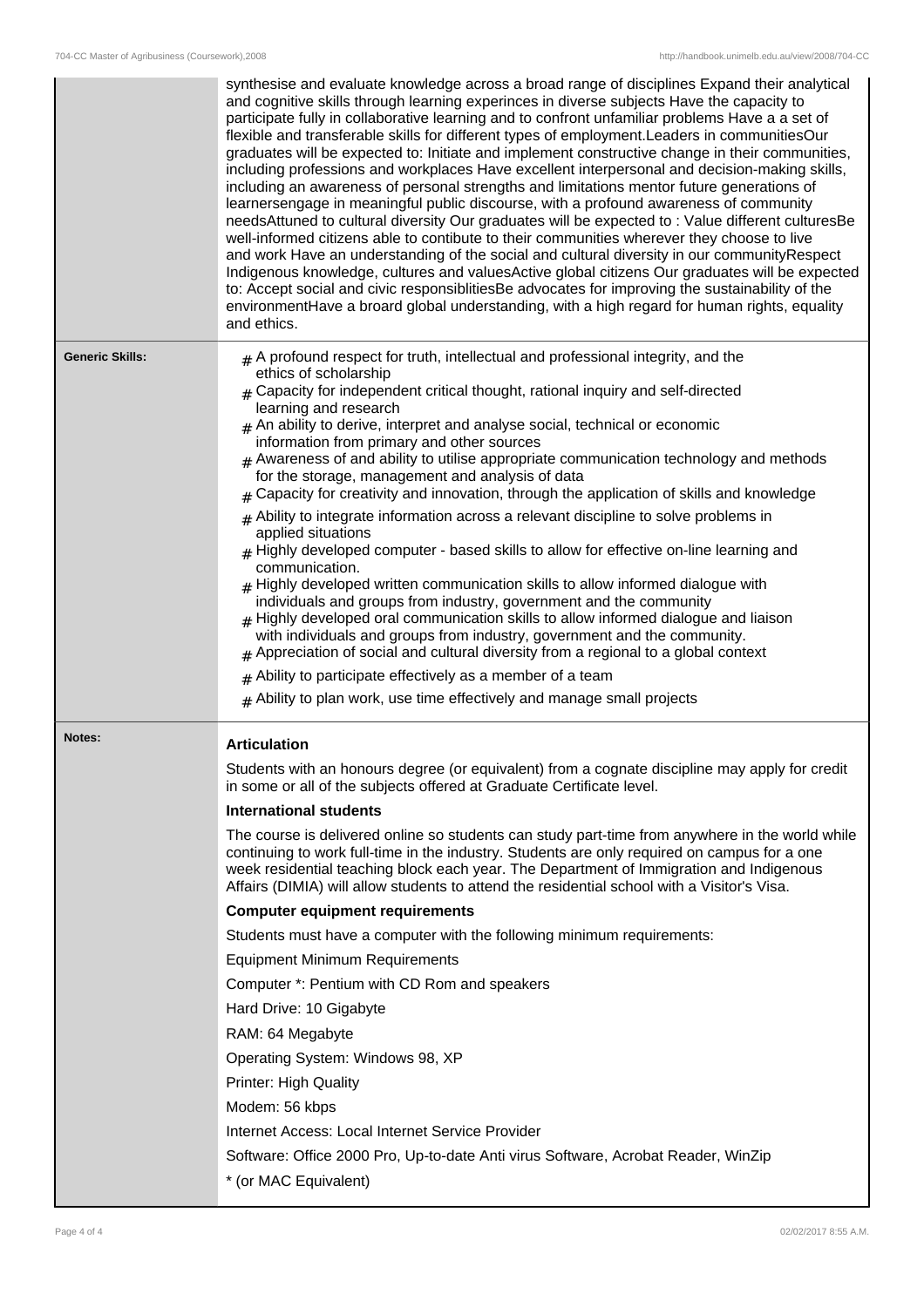| | |
|---|---|
| | synthesise and evaluate knowledge across a broad range of disciplines Expand their analytical and cognitive skills through learning experinces in diverse subjects Have the capacity to participate fully in collaborative learning and to confront unfamiliar problems Have a a set of flexible and transferable skills for different types of employment.Leaders in communitiesOur graduates will be expected to: Initiate and implement constructive change in their communities, including professions and workplaces Have excellent interpersonal and decision-making skills, including an awareness of personal strengths and limitations mentor future generations of learnersengage in meaningful public discourse, with a profound awareness of community needsAttuned to cultural diversity Our graduates will be expected to : Value different culturesBe well-informed citizens able to contibute to their communities wherever they choose to live and work Have an understanding of the social and cultural diversity in our communityRespect Indigenous knowledge, cultures and valuesActive global citizens Our graduates will be expected to: Accept social and civic responsiblitiesBe advocates for improving the sustainability of the environmentHave a broard global understanding, with a high regard for human rights, equality and ethics. |
| **Generic Skills:** | # A profound respect for truth, intellectual and professional integrity, and the ethics of scholarship<br># Capacity for independent critical thought, rational inquiry and self-directed learning and research<br># An ability to derive, interpret and analyse social, technical or economic information from primary and other sources<br># Awareness of and ability to utilise appropriate communication technology and methods for the storage, management and analysis of data<br># Capacity for creativity and innovation, through the application of skills and knowledge<br># Ability to integrate information across a relevant discipline to solve problems in applied situations<br># Highly developed computer - based skills to allow for effective on-line learning and communication.<br># Highly developed written communication skills to allow informed dialogue with individuals and groups from industry, government and the community<br># Highly developed oral communication skills to allow informed dialogue and liaison with individuals and groups from industry, government and the community.<br># Appreciation of social and cultural diversity from a regional to a global context<br># Ability to participate effectively as a member of a team<br># Ability to plan work, use time effectively and manage small projects |
| **Notes:** | **Articulation**<br>Students with an honours degree (or equivalent) from a cognate discipline may apply for credit in some or all of the subjects offered at Graduate Certificate level.<br>**International students**<br>The course is delivered online so students can study part-time from anywhere in the world while continuing to work full-time in the industry. Students are only required on campus for a one week residential teaching block each year. The Department of Immigration and Indigenous Affairs (DIMIA) will allow students to attend the residential school with a Visitor's Visa.<br>**Computer equipment requirements**<br>Students must have a computer with the following minimum requirements:<br>Equipment Minimum Requirements<br>Computer *: Pentium with CD Rom and speakers<br>Hard Drive: 10 Gigabyte<br>RAM: 64 Megabyte<br>Operating System: Windows 98, XP<br>Printer: High Quality<br>Modem: 56 kbps<br>Internet Access: Local Internet Service Provider<br>Software: Office 2000 Pro, Up-to-date Anti virus Software, Acrobat Reader, WinZip<br>* (or MAC Equivalent) |